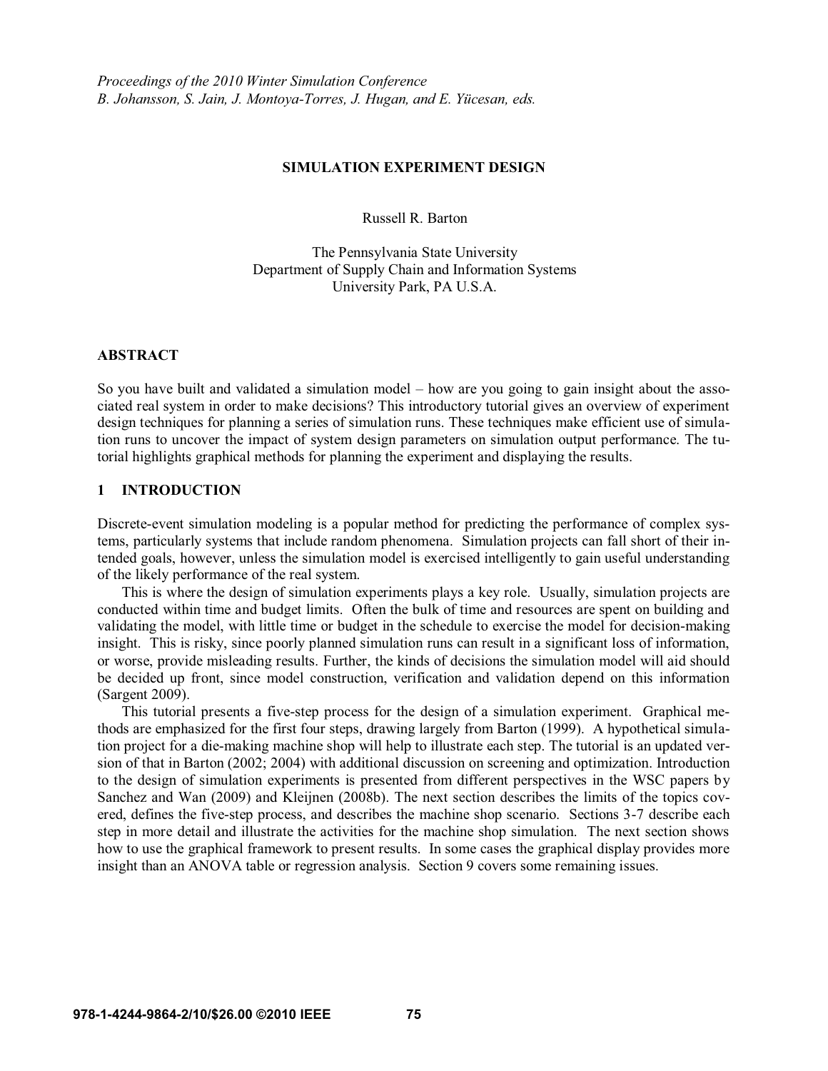*Proceedings of the 2010 Winter Simulation Conference*
*B. Johansson, S. Jain, J. Montoya-Torres, J. Hugan, and E. Yücesan, eds.*

# SIMULATION EXPERIMENT DESIGN

Russell R. Barton

The Pennsylvania State University
Department of Supply Chain and Information Systems
University Park, PA U.S.A.

## ABSTRACT

So you have built and validated a simulation model – how are you going to gain insight about the associated real system in order to make decisions? This introductory tutorial gives an overview of experiment design techniques for planning a series of simulation runs. These techniques make efficient use of simulation runs to uncover the impact of system design parameters on simulation output performance. The tutorial highlights graphical methods for planning the experiment and displaying the results.

## 1 INTRODUCTION

Discrete-event simulation modeling is a popular method for predicting the performance of complex systems, particularly systems that include random phenomena. Simulation projects can fall short of their intended goals, however, unless the simulation model is exercised intelligently to gain useful understanding of the likely performance of the real system.

This is where the design of simulation experiments plays a key role. Usually, simulation projects are conducted within time and budget limits. Often the bulk of time and resources are spent on building and validating the model, with little time or budget in the schedule to exercise the model for decision-making insight. This is risky, since poorly planned simulation runs can result in a significant loss of information, or worse, provide misleading results. Further, the kinds of decisions the simulation model will aid should be decided up front, since model construction, verification and validation depend on this information (Sargent 2009).

This tutorial presents a five-step process for the design of a simulation experiment. Graphical methods are emphasized for the first four steps, drawing largely from Barton (1999). A hypothetical simulation project for a die-making machine shop will help to illustrate each step. The tutorial is an updated version of that in Barton (2002; 2004) with additional discussion on screening and optimization. Introduction to the design of simulation experiments is presented from different perspectives in the WSC papers by Sanchez and Wan (2009) and Kleijnen (2008b). The next section describes the limits of the topics covered, defines the five-step process, and describes the machine shop scenario. Sections 3-7 describe each step in more detail and illustrate the activities for the machine shop simulation. The next section shows how to use the graphical framework to present results. In some cases the graphical display provides more insight than an ANOVA table or regression analysis. Section 9 covers some remaining issues.

978-1-4244-9864-2/10/$26.00 ©2010 IEEE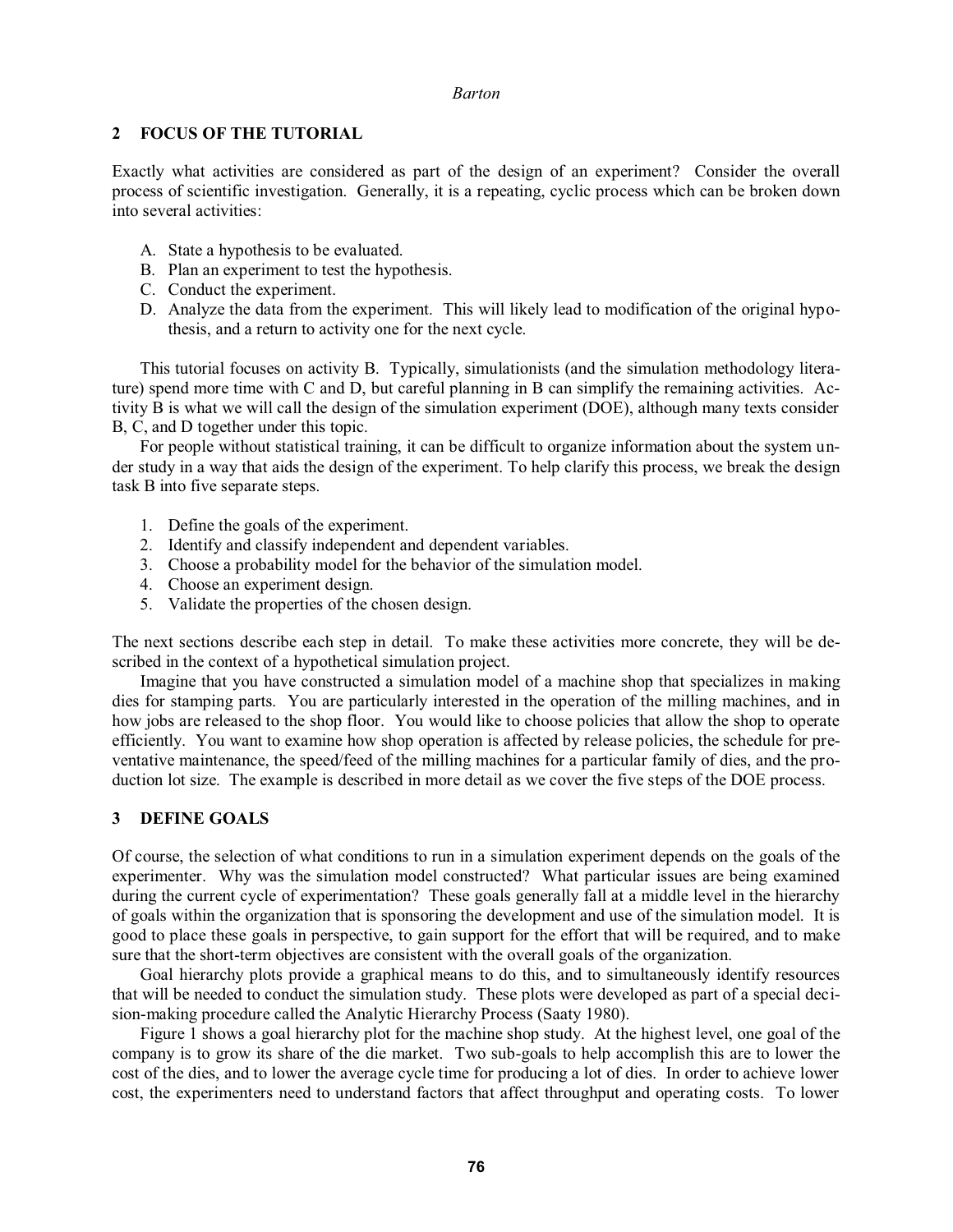## 2 FOCUS OF THE TUTORIAL

Exactly what activities are considered as part of the design of an experiment? Consider the overall process of scientific investigation. Generally, it is a repeating, cyclic process which can be broken down into several activities:

A. State a hypothesis to be evaluated.
B. Plan an experiment to test the hypothesis.
C. Conduct the experiment.
D. Analyze the data from the experiment. This will likely lead to modification of the original hypothesis, and a return to activity one for the next cycle.

This tutorial focuses on activity B. Typically, simulationists (and the simulation methodology literature) spend more time with C and D, but careful planning in B can simplify the remaining activities. Activity B is what we will call the design of the simulation experiment (DOE), although many texts consider B, C, and D together under this topic.

For people without statistical training, it can be difficult to organize information about the system under study in a way that aids the design of the experiment. To help clarify this process, we break the design task B into five separate steps.

1. Define the goals of the experiment.
2. Identify and classify independent and dependent variables.
3. Choose a probability model for the behavior of the simulation model.
4. Choose an experiment design.
5. Validate the properties of the chosen design.

The next sections describe each step in detail. To make these activities more concrete, they will be described in the context of a hypothetical simulation project.

Imagine that you have constructed a simulation model of a machine shop that specializes in making dies for stamping parts. You are particularly interested in the operation of the milling machines, and in how jobs are released to the shop floor. You would like to choose policies that allow the shop to operate efficiently. You want to examine how shop operation is affected by release policies, the schedule for preventative maintenance, the speed/feed of the milling machines for a particular family of dies, and the production lot size. The example is described in more detail as we cover the five steps of the DOE process.

## 3 DEFINE GOALS

Of course, the selection of what conditions to run in a simulation experiment depends on the goals of the experimenter. Why was the simulation model constructed? What particular issues are being examined during the current cycle of experimentation? These goals generally fall at a middle level in the hierarchy of goals within the organization that is sponsoring the development and use of the simulation model. It is good to place these goals in perspective, to gain support for the effort that will be required, and to make sure that the short-term objectives are consistent with the overall goals of the organization.

Goal hierarchy plots provide a graphical means to do this, and to simultaneously identify resources that will be needed to conduct the simulation study. These plots were developed as part of a special decision-making procedure called the Analytic Hierarchy Process (Saaty 1980).

Figure 1 shows a goal hierarchy plot for the machine shop study. At the highest level, one goal of the company is to grow its share of the die market. Two sub-goals to help accomplish this are to lower the cost of the dies, and to lower the average cycle time for producing a lot of dies. In order to achieve lower cost, the experimenters need to understand factors that affect throughput and operating costs. To lower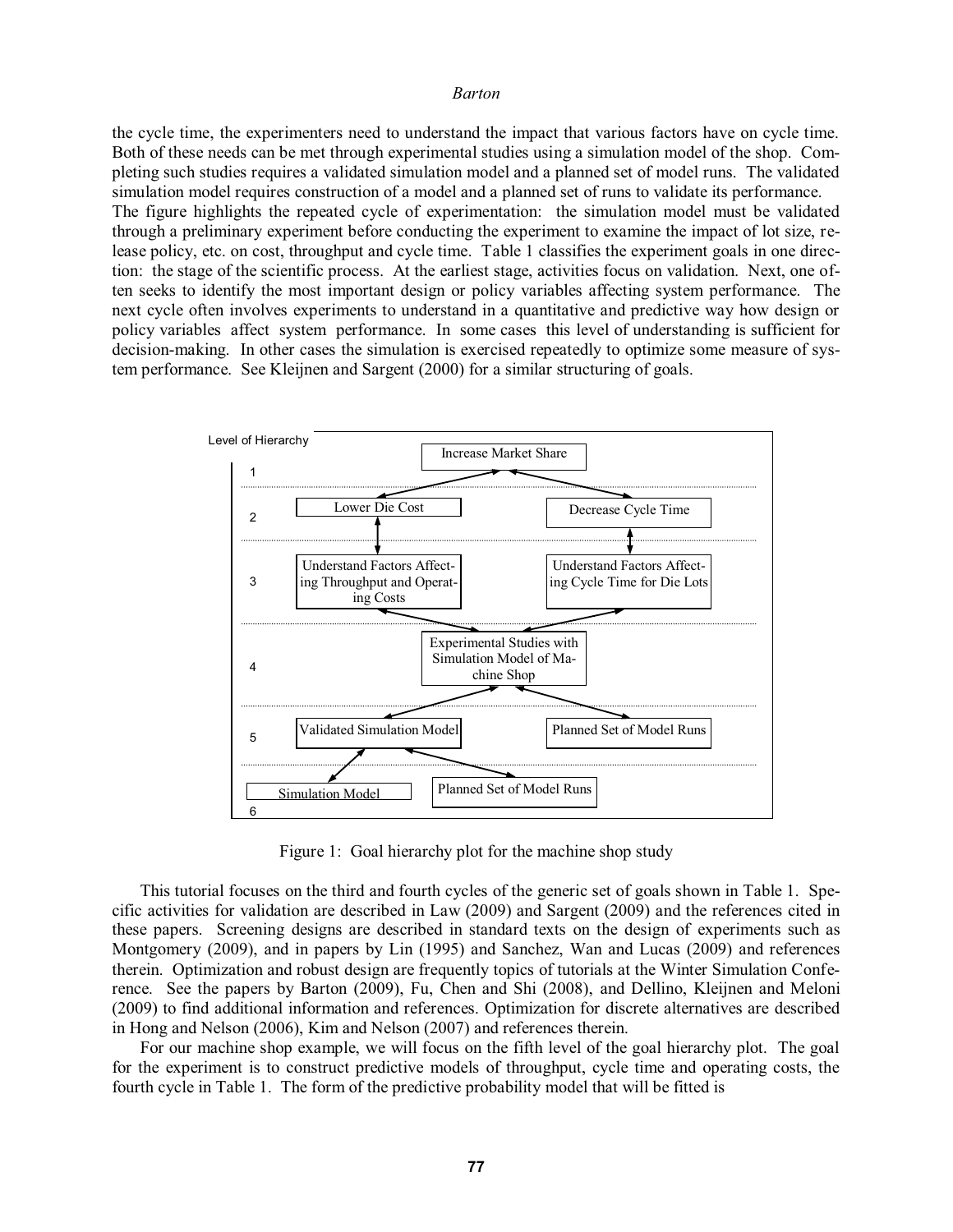the cycle time, the experimenters need to understand the impact that various factors have on cycle time. Both of these needs can be met through experimental studies using a simulation model of the shop. Completing such studies requires a validated simulation model and a planned set of model runs. The validated simulation model requires construction of a model and a planned set of runs to validate its performance.
The figure highlights the repeated cycle of experimentation: the simulation model must be validated through a preliminary experiment before conducting the experiment to examine the impact of lot size, release policy, etc. on cost, throughput and cycle time. Table 1 classifies the experiment goals in one direction: the stage of the scientific process. At the earliest stage, activities focus on validation. Next, one often seeks to identify the most important design or policy variables affecting system performance. The next cycle often involves experiments to understand in a quantitative and predictive way how design or policy variables affect system performance. In some cases this level of understanding is sufficient for decision-making. In other cases the simulation is exercised repeatedly to optimize some measure of system performance. See Kleijnen and Sargent (2000) for a similar structuring of goals.

Figure 1: Goal hierarchy plot for the machine shop study

This tutorial focuses on the third and fourth cycles of the generic set of goals shown in Table 1. Specific activities for validation are described in Law (2009) and Sargent (2009) and the references cited in these papers. Screening designs are described in standard texts on the design of experiments such as Montgomery (2009), and in papers by Lin (1995) and Sanchez, Wan and Lucas (2009) and references therein. Optimization and robust design are frequently topics of tutorials at the Winter Simulation Conference. See the papers by Barton (2009), Fu, Chen and Shi (2008), and Dellino, Kleijnen and Meloni (2009) to find additional information and references. Optimization for discrete alternatives are described in Hong and Nelson (2006), Kim and Nelson (2007) and references therein.

For our machine shop example, we will focus on the fifth level of the goal hierarchy plot. The goal for the experiment is to construct predictive models of throughput, cycle time and operating costs, the fourth cycle in Table 1. The form of the predictive probability model that will be fitted is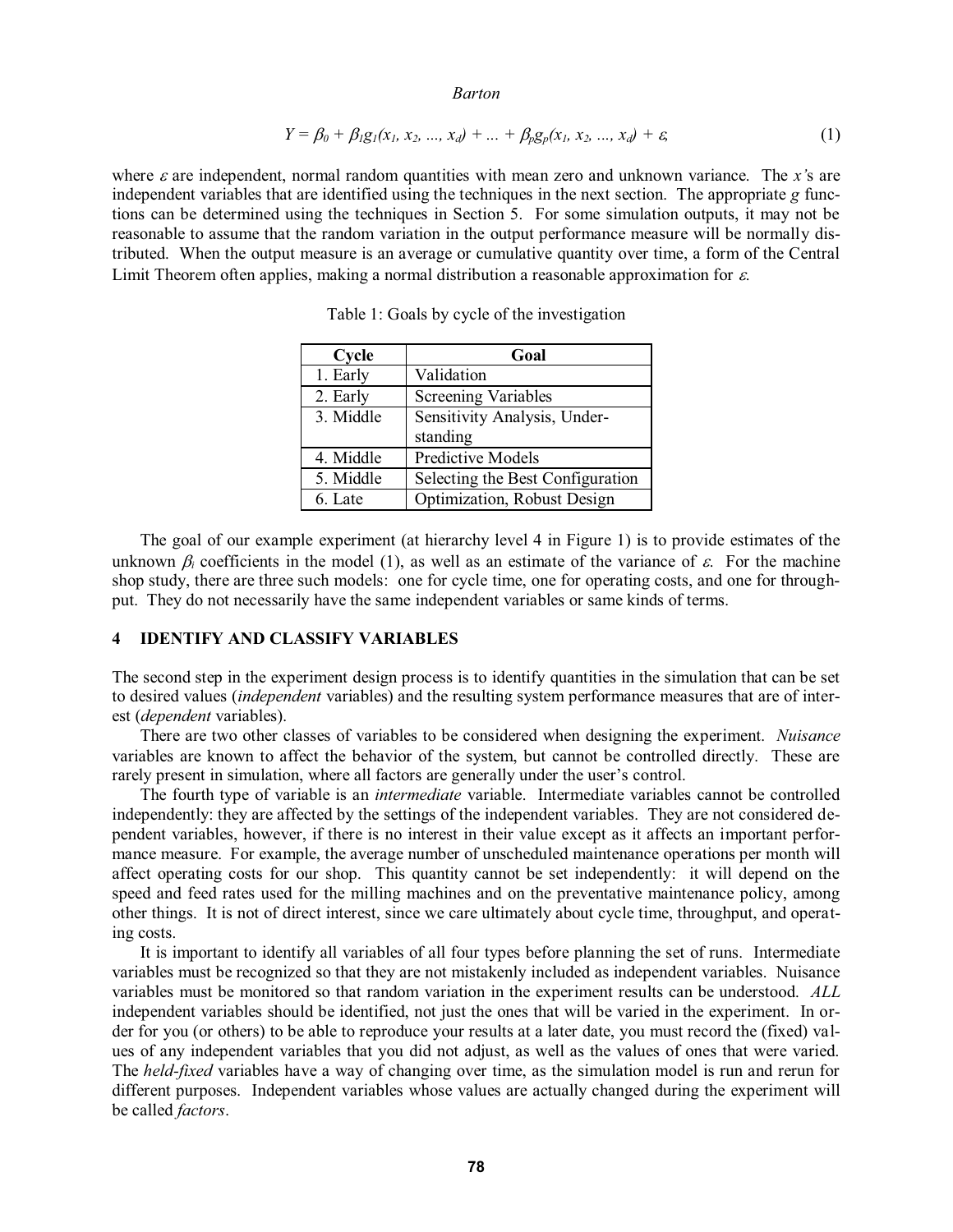$$Y = \beta_0 + \beta_1 g_1(x_1, x_2, ..., x_d) + ... + \beta_p g_p(x_1, x_2, ..., x_d) + \varepsilon, \tag{1}$$

where $\varepsilon$ are independent, normal random quantities with mean zero and unknown variance. The $x$'s are independent variables that are identified using the techniques in the next section. The appropriate $g$ functions can be determined using the techniques in Section 5. For some simulation outputs, it may not be reasonable to assume that the random variation in the output performance measure will be normally distributed. When the output measure is an average or cumulative quantity over time, a form of the Central Limit Theorem often applies, making a normal distribution a reasonable approximation for $\varepsilon$.

Table 1: Goals by cycle of the investigation

| Cycle | Goal |
|---|---|
| 1. Early | Validation |
| 2. Early | Screening Variables |
| 3. Middle | Sensitivity Analysis, Understanding |
| 4. Middle | Predictive Models |
| 5. Middle | Selecting the Best Configuration |
| 6. Late | Optimization, Robust Design |

The goal of our example experiment (at hierarchy level 4 in Figure 1) is to provide estimates of the unknown $\beta_i$ coefficients in the model (1), as well as an estimate of the variance of $\varepsilon$. For the machine shop study, there are three such models: one for cycle time, one for operating costs, and one for throughput. They do not necessarily have the same independent variables or same kinds of terms.

## 4 IDENTIFY AND CLASSIFY VARIABLES

The second step in the experiment design process is to identify quantities in the simulation that can be set to desired values (*independent* variables) and the resulting system performance measures that are of interest (*dependent* variables).

There are two other classes of variables to be considered when designing the experiment. *Nuisance* variables are known to affect the behavior of the system, but cannot be controlled directly. These are rarely present in simulation, where all factors are generally under the user's control.

The fourth type of variable is an *intermediate* variable. Intermediate variables cannot be controlled independently: they are affected by the settings of the independent variables. They are not considered dependent variables, however, if there is no interest in their value except as it affects an important performance measure. For example, the average number of unscheduled maintenance operations per month will affect operating costs for our shop. This quantity cannot be set independently: it will depend on the speed and feed rates used for the milling machines and on the preventative maintenance policy, among other things. It is not of direct interest, since we care ultimately about cycle time, throughput, and operating costs.

It is important to identify all variables of all four types before planning the set of runs. Intermediate variables must be recognized so that they are not mistakenly included as independent variables. Nuisance variables must be monitored so that random variation in the experiment results can be understood. *ALL* independent variables should be identified, not just the ones that will be varied in the experiment. In order for you (or others) to be able to reproduce your results at a later date, you must record the (fixed) values of any independent variables that you did not adjust, as well as the values of ones that were varied. The *held-fixed* variables have a way of changing over time, as the simulation model is run and rerun for different purposes. Independent variables whose values are actually changed during the experiment will be called *factors*.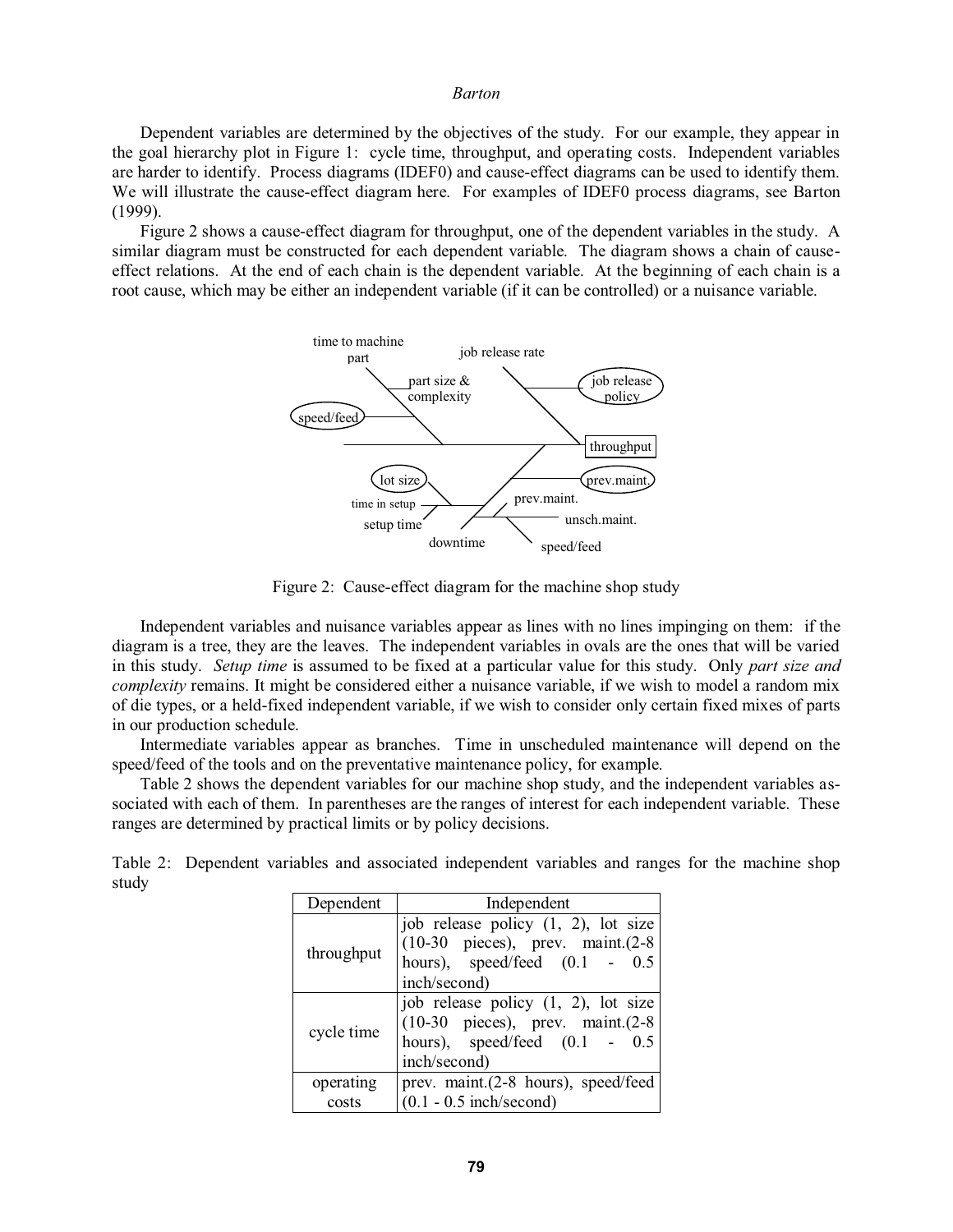Dependent variables are determined by the objectives of the study. For our example, they appear in the goal hierarchy plot in Figure 1: cycle time, throughput, and operating costs. Independent variables are harder to identify. Process diagrams (IDEF0) and cause-effect diagrams can be used to identify them. We will illustrate the cause-effect diagram here. For examples of IDEF0 process diagrams, see Barton (1999).

Figure 2 shows a cause-effect diagram for throughput, one of the dependent variables in the study. A similar diagram must be constructed for each dependent variable. The diagram shows a chain of cause-effect relations. At the end of each chain is the dependent variable. At the beginning of each chain is a root cause, which may be either an independent variable (if it can be controlled) or a nuisance variable.

Figure 2: Cause-effect diagram for the machine shop study

Independent variables and nuisance variables appear as lines with no lines impinging on them: if the diagram is a tree, they are the leaves. The independent variables in ovals are the ones that will be varied in this study. *Setup time* is assumed to be fixed at a particular value for this study. Only *part size and complexity* remains. It might be considered either a nuisance variable, if we wish to model a random mix of die types, or a held-fixed independent variable, if we wish to consider only certain fixed mixes of parts in our production schedule.

Intermediate variables appear as branches. Time in unscheduled maintenance will depend on the speed/feed of the tools and on the preventative maintenance policy, for example.

Table 2 shows the dependent variables for our machine shop study, and the independent variables associated with each of them. In parentheses are the ranges of interest for each independent variable. These ranges are determined by practical limits or by policy decisions.

Table 2: Dependent variables and associated independent variables and ranges for the machine shop study

| Dependent | Independent |
|---|---|
| throughput | job release policy (1, 2), lot size (10-30 pieces), prev. maint.(2-8 hours), speed/feed (0.1 - 0.5 inch/second) |
| cycle time | job release policy (1, 2), lot size (10-30 pieces), prev. maint.(2-8 hours), speed/feed (0.1 - 0.5 inch/second) |
| operating costs | prev. maint.(2-8 hours), speed/feed (0.1 - 0.5 inch/second) |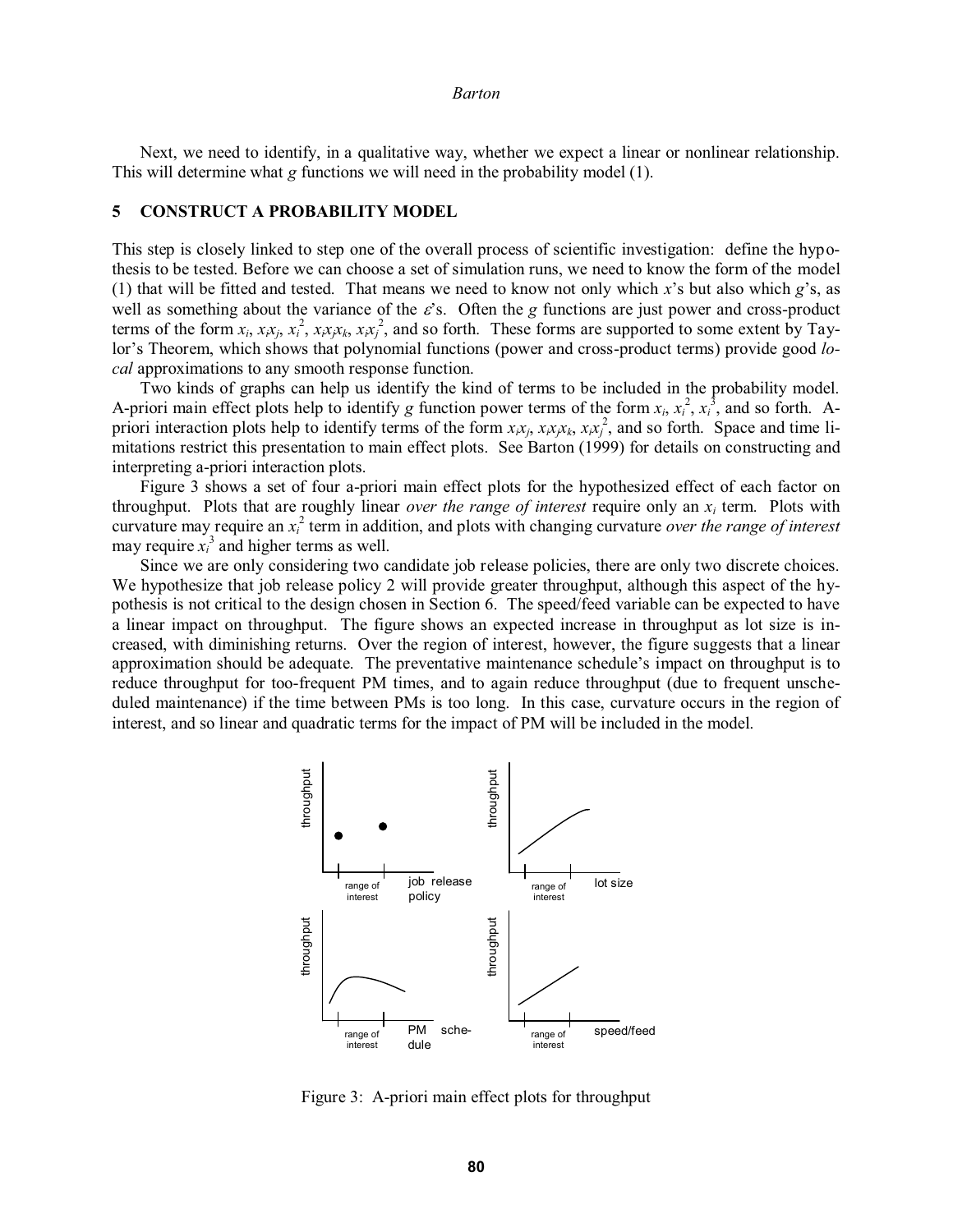Next, we need to identify, in a qualitative way, whether we expect a linear or nonlinear relationship. This will determine what $g$ functions we will need in the probability model (1).

## 5 CONSTRUCT A PROBABILITY MODEL

This step is closely linked to step one of the overall process of scientific investigation: define the hypothesis to be tested. Before we can choose a set of simulation runs, we need to know the form of the model (1) that will be fitted and tested. That means we need to know not only which $x$'s but also which $g$'s, as well as something about the variance of the $\varepsilon$'s. Often the $g$ functions are just power and cross-product terms of the form $x_i$, $x_ix_j$, $x_i^2$, $x_ix_jx_k$, $x_ix_j^2$, and so forth. These forms are supported to some extent by Taylor's Theorem, which shows that polynomial functions (power and cross-product terms) provide good *local* approximations to any smooth response function.

Two kinds of graphs can help us identify the kind of terms to be included in the probability model. A-priori main effect plots help to identify $g$ function power terms of the form $x_i$, $x_i^2$, $x_i^3$, and so forth. A-priori interaction plots help to identify terms of the form $x_ix_j$, $x_ix_jx_k$, $x_ix_j^2$, and so forth. Space and time limitations restrict this presentation to main effect plots. See Barton (1999) for details on constructing and interpreting a-priori interaction plots.

Figure 3 shows a set of four a-priori main effect plots for the hypothesized effect of each factor on throughput. Plots that are roughly linear *over the range of interest* require only an $x_i$ term. Plots with curvature may require an $x_i^2$ term in addition, and plots with changing curvature *over the range of interest* may require $x_i^3$ and higher terms as well.

Since we are only considering two candidate job release policies, there are only two discrete choices. We hypothesize that job release policy 2 will provide greater throughput, although this aspect of the hypothesis is not critical to the design chosen in Section 6. The speed/feed variable can be expected to have a linear impact on throughput. The figure shows an expected increase in throughput as lot size is increased, with diminishing returns. Over the region of interest, however, the figure suggests that a linear approximation should be adequate. The preventative maintenance schedule's impact on throughput is to reduce throughput for too-frequent PM times, and to again reduce throughput (due to frequent unscheduled maintenance) if the time between PMs is too long. In this case, curvature occurs in the region of interest, and so linear and quadratic terms for the impact of PM will be included in the model.

Figure 3: A-priori main effect plots for throughput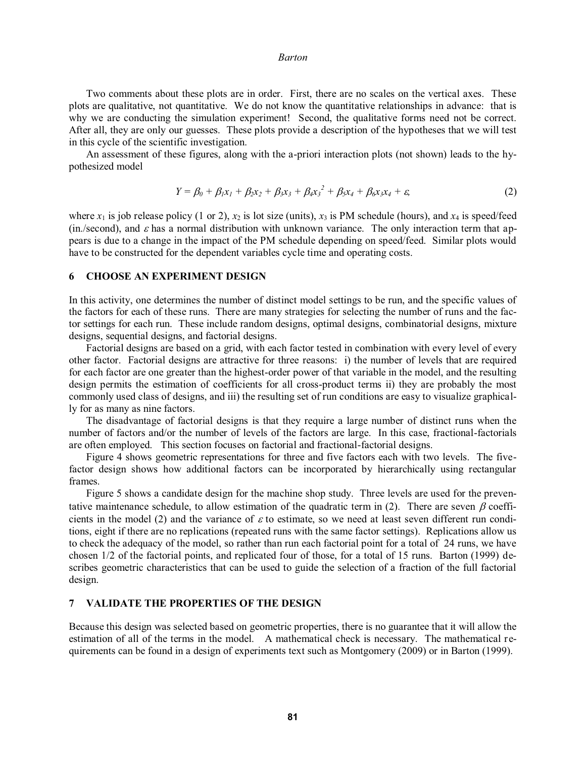Two comments about these plots are in order. First, there are no scales on the vertical axes. These plots are qualitative, not quantitative. We do not know the quantitative relationships in advance: that is why we are conducting the simulation experiment! Second, the qualitative forms need not be correct. After all, they are only our guesses. These plots provide a description of the hypotheses that we will test in this cycle of the scientific investigation.

An assessment of these figures, along with the a-priori interaction plots (not shown) leads to the hypothesized model

$$Y = \beta_0 + \beta_1 x_1 + \beta_2 x_2 + \beta_3 x_3 + \beta_4 x_3^2 + \beta_5 x_4 + \beta_6 x_3 x_4 + \varepsilon, \tag{2}$$

where $x_1$ is job release policy (1 or 2), $x_2$ is lot size (units), $x_3$ is PM schedule (hours), and $x_4$ is speed/feed (in./second), and $\varepsilon$ has a normal distribution with unknown variance. The only interaction term that appears is due to a change in the impact of the PM schedule depending on speed/feed. Similar plots would have to be constructed for the dependent variables cycle time and operating costs.

## 6 CHOOSE AN EXPERIMENT DESIGN

In this activity, one determines the number of distinct model settings to be run, and the specific values of the factors for each of these runs. There are many strategies for selecting the number of runs and the factor settings for each run. These include random designs, optimal designs, combinatorial designs, mixture designs, sequential designs, and factorial designs.

Factorial designs are based on a grid, with each factor tested in combination with every level of every other factor. Factorial designs are attractive for three reasons: i) the number of levels that are required for each factor are one greater than the highest-order power of that variable in the model, and the resulting design permits the estimation of coefficients for all cross-product terms ii) they are probably the most commonly used class of designs, and iii) the resulting set of run conditions are easy to visualize graphically for as many as nine factors.

The disadvantage of factorial designs is that they require a large number of distinct runs when the number of factors and/or the number of levels of the factors are large. In this case, fractional-factorials are often employed. This section focuses on factorial and fractional-factorial designs.

Figure 4 shows geometric representations for three and five factors each with two levels. The five-factor design shows how additional factors can be incorporated by hierarchically using rectangular frames.

Figure 5 shows a candidate design for the machine shop study. Three levels are used for the preventative maintenance schedule, to allow estimation of the quadratic term in (2). There are seven $\beta$ coefficients in the model (2) and the variance of $\varepsilon$ to estimate, so we need at least seven different run conditions, eight if there are no replications (repeated runs with the same factor settings). Replications allow us to check the adequacy of the model, so rather than run each factorial point for a total of 24 runs, we have chosen 1/2 of the factorial points, and replicated four of those, for a total of 15 runs. Barton (1999) describes geometric characteristics that can be used to guide the selection of a fraction of the full factorial design.

## 7 VALIDATE THE PROPERTIES OF THE DESIGN

Because this design was selected based on geometric properties, there is no guarantee that it will allow the estimation of all of the terms in the model. A mathematical check is necessary. The mathematical requirements can be found in a design of experiments text such as Montgomery (2009) or in Barton (1999).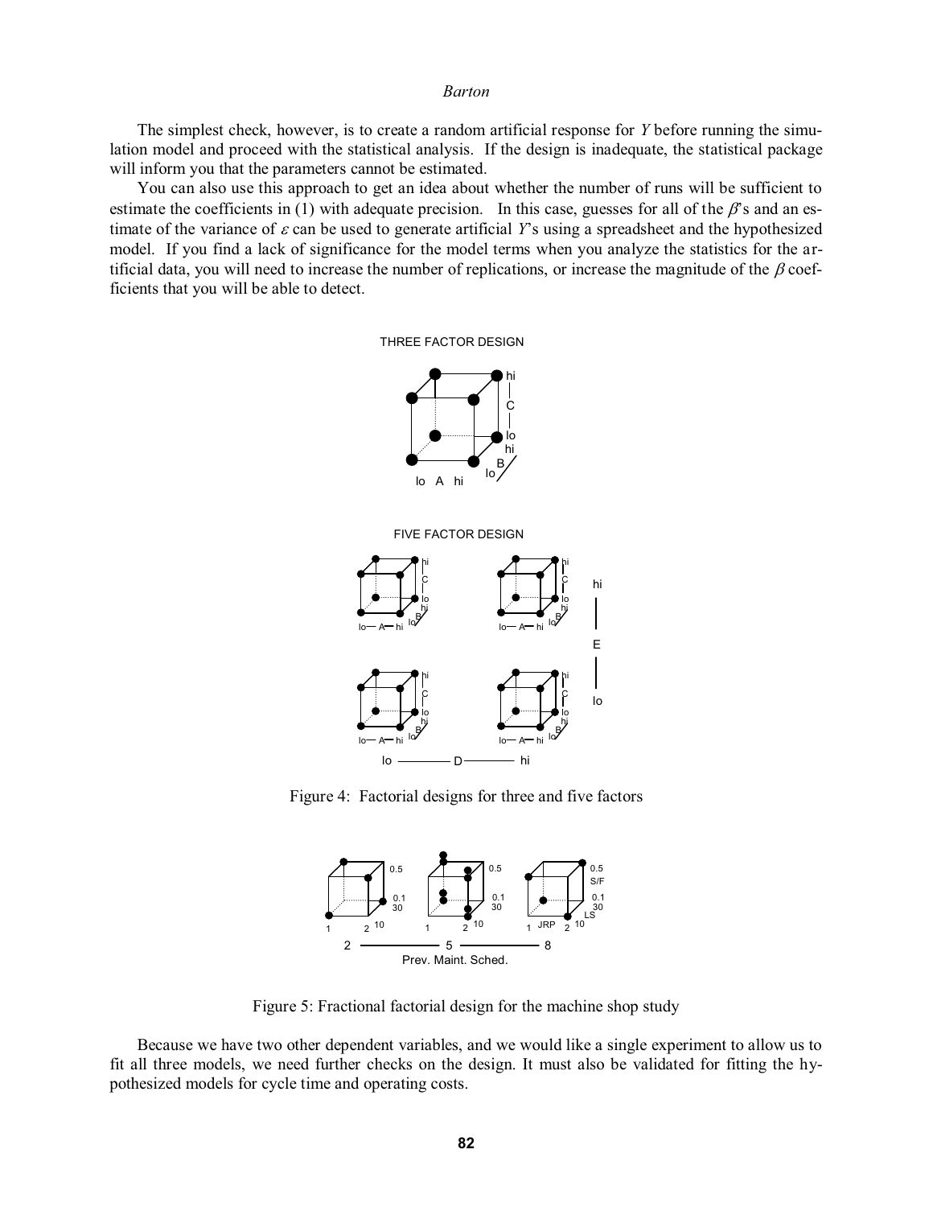The simplest check, however, is to create a random artificial response for $Y$ before running the simulation model and proceed with the statistical analysis. If the design is inadequate, the statistical package will inform you that the parameters cannot be estimated.

You can also use this approach to get an idea about whether the number of runs will be sufficient to estimate the coefficients in (1) with adequate precision. In this case, guesses for all of the $\beta$'s and an estimate of the variance of $\varepsilon$ can be used to generate artificial $Y$'s using a spreadsheet and the hypothesized model. If you find a lack of significance for the model terms when you analyze the statistics for the artificial data, you will need to increase the number of replications, or increase the magnitude of the $\beta$ coefficients that you will be able to detect.

Figure 4: Factorial designs for three and five factors

Figure 5: Fractional factorial design for the machine shop study

Because we have two other dependent variables, and we would like a single experiment to allow us to fit all three models, we need further checks on the design. It must also be validated for fitting the hypothesized models for cycle time and operating costs.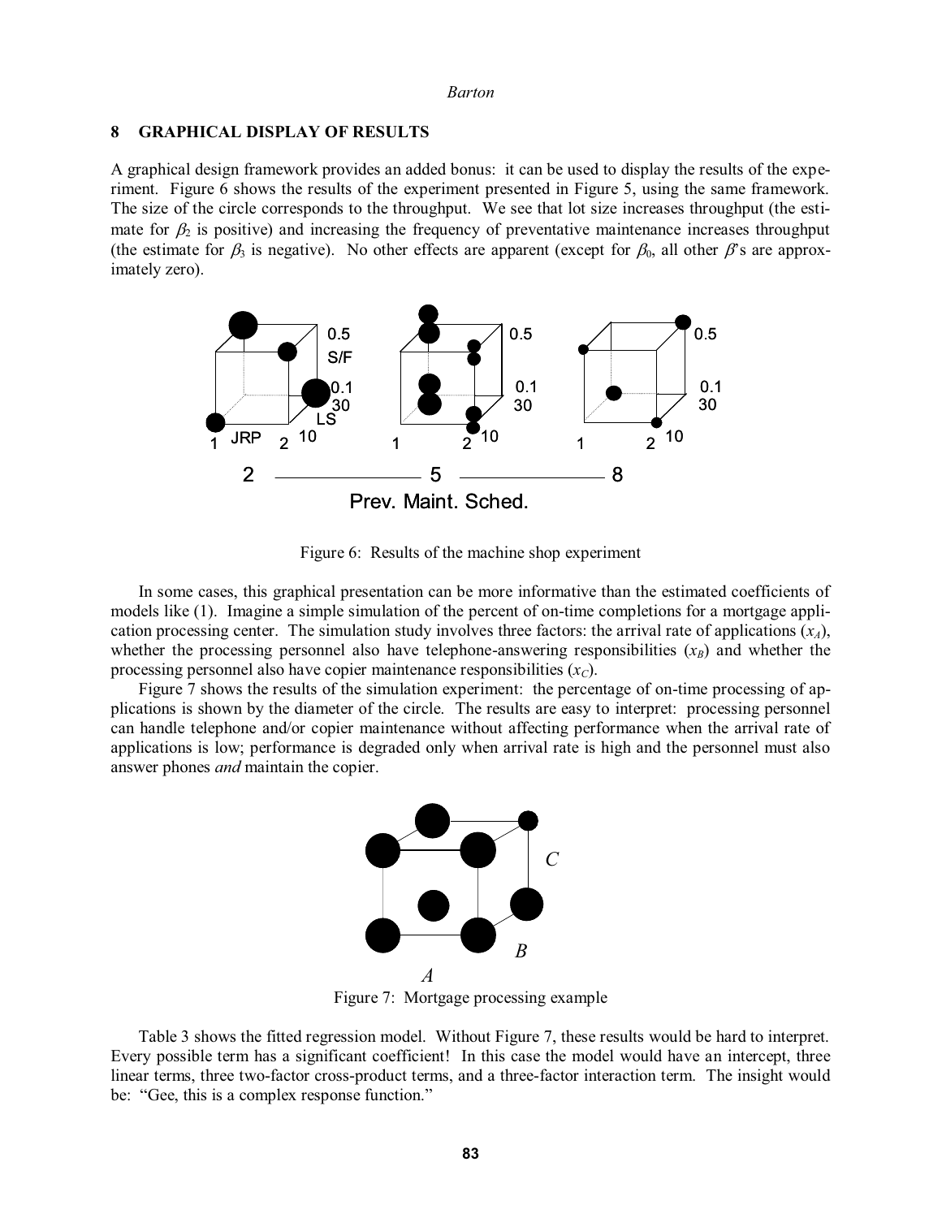## 8 GRAPHICAL DISPLAY OF RESULTS

A graphical design framework provides an added bonus: it can be used to display the results of the experiment. Figure 6 shows the results of the experiment presented in Figure 5, using the same framework. The size of the circle corresponds to the throughput. We see that lot size increases throughput (the estimate for $\beta_2$ is positive) and increasing the frequency of preventative maintenance increases throughput (the estimate for $\beta_3$ is negative). No other effects are apparent (except for $\beta_0$, all other $\beta$'s are approximately zero).

Figure 6: Results of the machine shop experiment

In some cases, this graphical presentation can be more informative than the estimated coefficients of models like (1). Imagine a simple simulation of the percent of on-time completions for a mortgage application processing center. The simulation study involves three factors: the arrival rate of applications ($x_A$), whether the processing personnel also have telephone-answering responsibilities ($x_B$) and whether the processing personnel also have copier maintenance responsibilities ($x_C$).

Figure 7 shows the results of the simulation experiment: the percentage of on-time processing of applications is shown by the diameter of the circle. The results are easy to interpret: processing personnel can handle telephone and/or copier maintenance without affecting performance when the arrival rate of applications is low; performance is degraded only when arrival rate is high and the personnel must also answer phones *and* maintain the copier.

Figure 7: Mortgage processing example

Table 3 shows the fitted regression model. Without Figure 7, these results would be hard to interpret. Every possible term has a significant coefficient! In this case the model would have an intercept, three linear terms, three two-factor cross-product terms, and a three-factor interaction term. The insight would be: "Gee, this is a complex response function."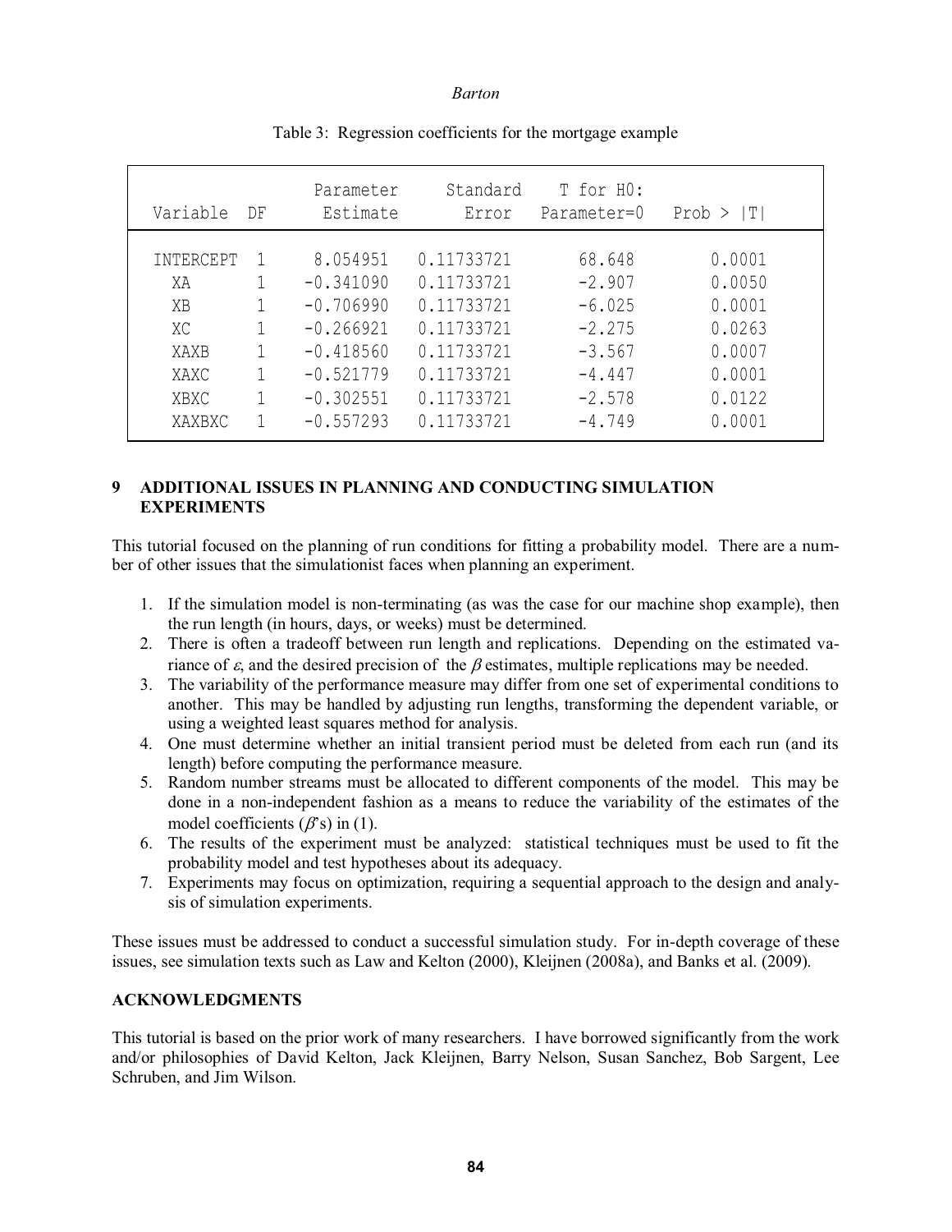Table 3: Regression coefficients for the mortgage example

| Variable | DF | Parameter Estimate | Standard Error | T for H0: Parameter=0 | Prob > \|T\| |
|---|---|---|---|---|---|
| INTERCEPT | 1 | 8.054951 | 0.11733721 | 68.648 | 0.0001 |
| XA | 1 | -0.341090 | 0.11733721 | -2.907 | 0.0050 |
| XB | 1 | -0.706990 | 0.11733721 | -6.025 | 0.0001 |
| XC | 1 | -0.266921 | 0.11733721 | -2.275 | 0.0263 |
| XAXB | 1 | -0.418560 | 0.11733721 | -3.567 | 0.0007 |
| XAXC | 1 | -0.521779 | 0.11733721 | -4.447 | 0.0001 |
| XBXC | 1 | -0.302551 | 0.11733721 | -2.578 | 0.0122 |
| XAXBXC | 1 | -0.557293 | 0.11733721 | -4.749 | 0.0001 |

# 9 ADDITIONAL ISSUES IN PLANNING AND CONDUCTING SIMULATION EXPERIMENTS

This tutorial focused on the planning of run conditions for fitting a probability model. There are a number of other issues that the simulationist faces when planning an experiment.

1. If the simulation model is non-terminating (as was the case for our machine shop example), then the run length (in hours, days, or weeks) must be determined.
2. There is often a tradeoff between run length and replications. Depending on the estimated variance of $\varepsilon$, and the desired precision of the $\beta$ estimates, multiple replications may be needed.
3. The variability of the performance measure may differ from one set of experimental conditions to another. This may be handled by adjusting run lengths, transforming the dependent variable, or using a weighted least squares method for analysis.
4. One must determine whether an initial transient period must be deleted from each run (and its length) before computing the performance measure.
5. Random number streams must be allocated to different components of the model. This may be done in a non-independent fashion as a means to reduce the variability of the estimates of the model coefficients ($\beta$'s) in (1).
6. The results of the experiment must be analyzed: statistical techniques must be used to fit the probability model and test hypotheses about its adequacy.
7. Experiments may focus on optimization, requiring a sequential approach to the design and analysis of simulation experiments.

These issues must be addressed to conduct a successful simulation study. For in-depth coverage of these issues, see simulation texts such as Law and Kelton (2000), Kleijnen (2008a), and Banks et al. (2009).

## ACKNOWLEDGMENTS

This tutorial is based on the prior work of many researchers. I have borrowed significantly from the work and/or philosophies of David Kelton, Jack Kleijnen, Barry Nelson, Susan Sanchez, Bob Sargent, Lee Schruben, and Jim Wilson.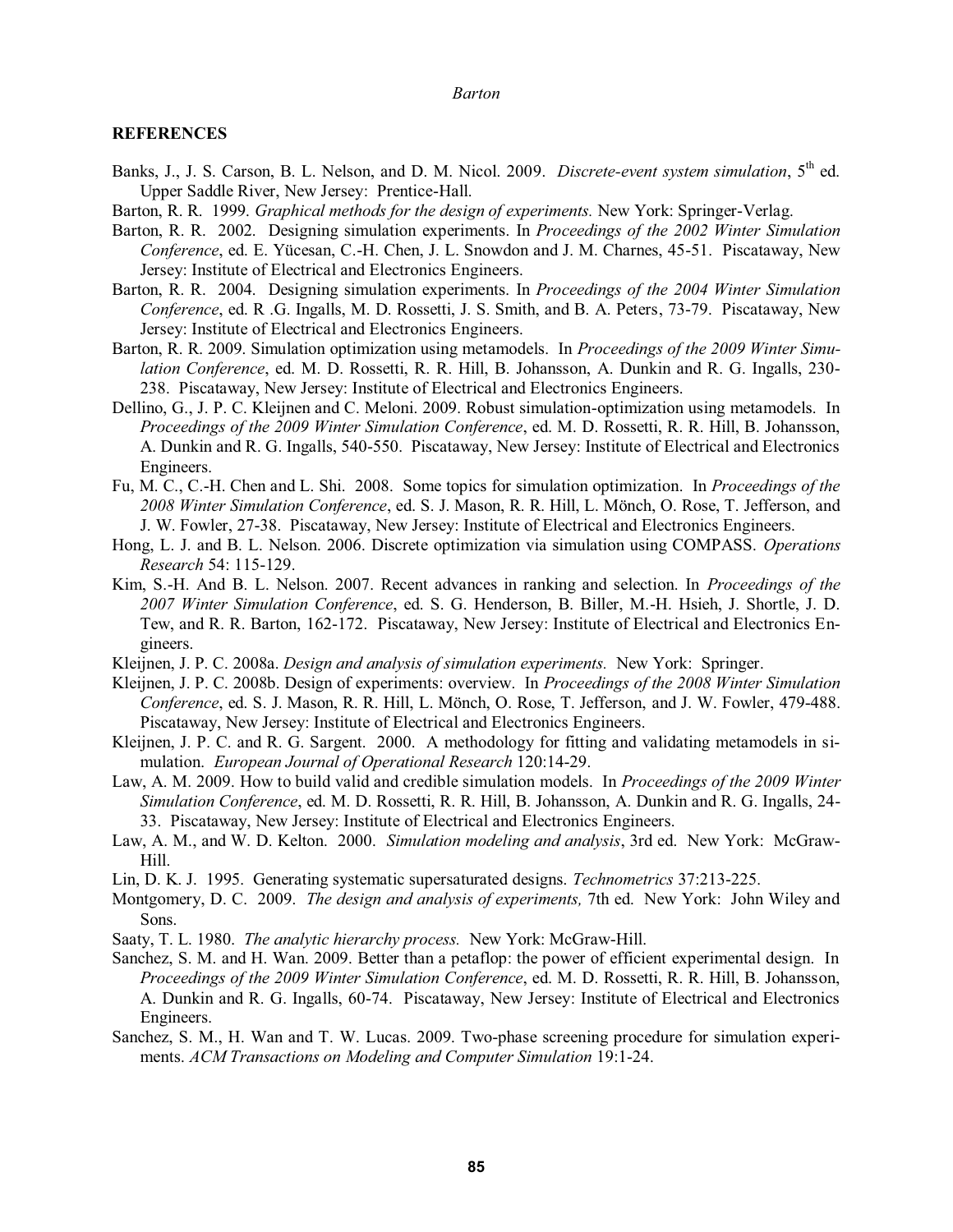## REFERENCES

Banks, J., J. S. Carson, B. L. Nelson, and D. M. Nicol. 2009. *Discrete-event system simulation*, 5th ed. Upper Saddle River, New Jersey: Prentice-Hall.

Barton, R. R. 1999. *Graphical methods for the design of experiments.* New York: Springer-Verlag.

Barton, R. R. 2002. Designing simulation experiments. In *Proceedings of the 2002 Winter Simulation Conference*, ed. E. Yücesan, C.-H. Chen, J. L. Snowdon and J. M. Charnes, 45-51. Piscataway, New Jersey: Institute of Electrical and Electronics Engineers.

Barton, R. R. 2004. Designing simulation experiments. In *Proceedings of the 2004 Winter Simulation Conference*, ed. R .G. Ingalls, M. D. Rossetti, J. S. Smith, and B. A. Peters, 73-79. Piscataway, New Jersey: Institute of Electrical and Electronics Engineers.

Barton, R. R. 2009. Simulation optimization using metamodels. In *Proceedings of the 2009 Winter Simulation Conference*, ed. M. D. Rossetti, R. R. Hill, B. Johansson, A. Dunkin and R. G. Ingalls, 230-238. Piscataway, New Jersey: Institute of Electrical and Electronics Engineers.

Dellino, G., J. P. C. Kleijnen and C. Meloni. 2009. Robust simulation-optimization using metamodels. In *Proceedings of the 2009 Winter Simulation Conference*, ed. M. D. Rossetti, R. R. Hill, B. Johansson, A. Dunkin and R. G. Ingalls, 540-550. Piscataway, New Jersey: Institute of Electrical and Electronics Engineers.

Fu, M. C., C.-H. Chen and L. Shi. 2008. Some topics for simulation optimization. In *Proceedings of the 2008 Winter Simulation Conference*, ed. S. J. Mason, R. R. Hill, L. Mönch, O. Rose, T. Jefferson, and J. W. Fowler, 27-38. Piscataway, New Jersey: Institute of Electrical and Electronics Engineers.

Hong, L. J. and B. L. Nelson. 2006. Discrete optimization via simulation using COMPASS. *Operations Research* 54: 115-129.

Kim, S.-H. And B. L. Nelson. 2007. Recent advances in ranking and selection. In *Proceedings of the 2007 Winter Simulation Conference*, ed. S. G. Henderson, B. Biller, M.-H. Hsieh, J. Shortle, J. D. Tew, and R. R. Barton, 162-172. Piscataway, New Jersey: Institute of Electrical and Electronics Engineers.

Kleijnen, J. P. C. 2008a. *Design and analysis of simulation experiments.* New York: Springer.

Kleijnen, J. P. C. 2008b. Design of experiments: overview. In *Proceedings of the 2008 Winter Simulation Conference*, ed. S. J. Mason, R. R. Hill, L. Mönch, O. Rose, T. Jefferson, and J. W. Fowler, 479-488. Piscataway, New Jersey: Institute of Electrical and Electronics Engineers.

Kleijnen, J. P. C. and R. G. Sargent. 2000. A methodology for fitting and validating metamodels in simulation. *European Journal of Operational Research* 120:14-29.

Law, A. M. 2009. How to build valid and credible simulation models. In *Proceedings of the 2009 Winter Simulation Conference*, ed. M. D. Rossetti, R. R. Hill, B. Johansson, A. Dunkin and R. G. Ingalls, 24-33. Piscataway, New Jersey: Institute of Electrical and Electronics Engineers.

Law, A. M., and W. D. Kelton. 2000. *Simulation modeling and analysis*, 3rd ed. New York: McGraw-Hill.

Lin, D. K. J. 1995. Generating systematic supersaturated designs. *Technometrics* 37:213-225.

Montgomery, D. C. 2009. *The design and analysis of experiments,* 7th ed. New York: John Wiley and Sons.

Saaty, T. L. 1980. *The analytic hierarchy process.* New York: McGraw-Hill.

Sanchez, S. M. and H. Wan. 2009. Better than a petaflop: the power of efficient experimental design. In *Proceedings of the 2009 Winter Simulation Conference*, ed. M. D. Rossetti, R. R. Hill, B. Johansson, A. Dunkin and R. G. Ingalls, 60-74. Piscataway, New Jersey: Institute of Electrical and Electronics Engineers.

Sanchez, S. M., H. Wan and T. W. Lucas. 2009. Two-phase screening procedure for simulation experiments. *ACM Transactions on Modeling and Computer Simulation* 19:1-24.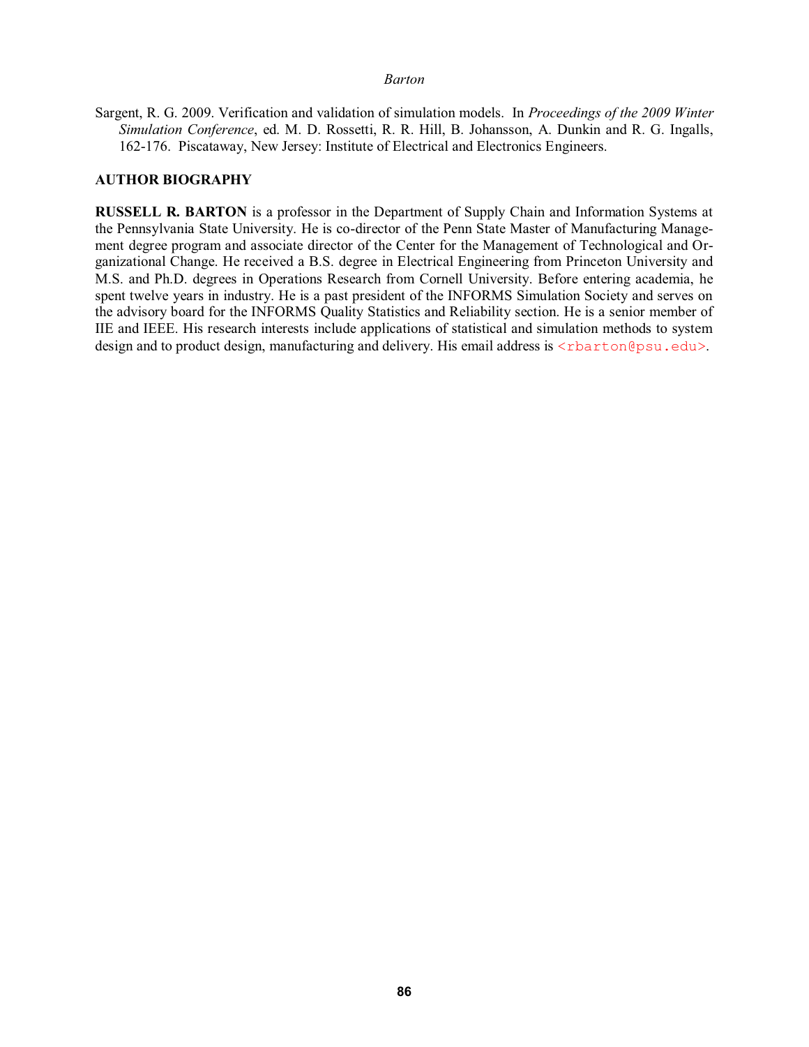Sargent, R. G. 2009. Verification and validation of simulation models. In *Proceedings of the 2009 Winter Simulation Conference*, ed. M. D. Rossetti, R. R. Hill, B. Johansson, A. Dunkin and R. G. Ingalls, 162-176. Piscataway, New Jersey: Institute of Electrical and Electronics Engineers.

## AUTHOR BIOGRAPHY

**RUSSELL R. BARTON** is a professor in the Department of Supply Chain and Information Systems at the Pennsylvania State University. He is co-director of the Penn State Master of Manufacturing Management degree program and associate director of the Center for the Management of Technological and Organizational Change. He received a B.S. degree in Electrical Engineering from Princeton University and M.S. and Ph.D. degrees in Operations Research from Cornell University. Before entering academia, he spent twelve years in industry. He is a past president of the INFORMS Simulation Society and serves on the advisory board for the INFORMS Quality Statistics and Reliability section. He is a senior member of IIE and IEEE. His research interests include applications of statistical and simulation methods to system design and to product design, manufacturing and delivery. His email address is <rbarton@psu.edu>.